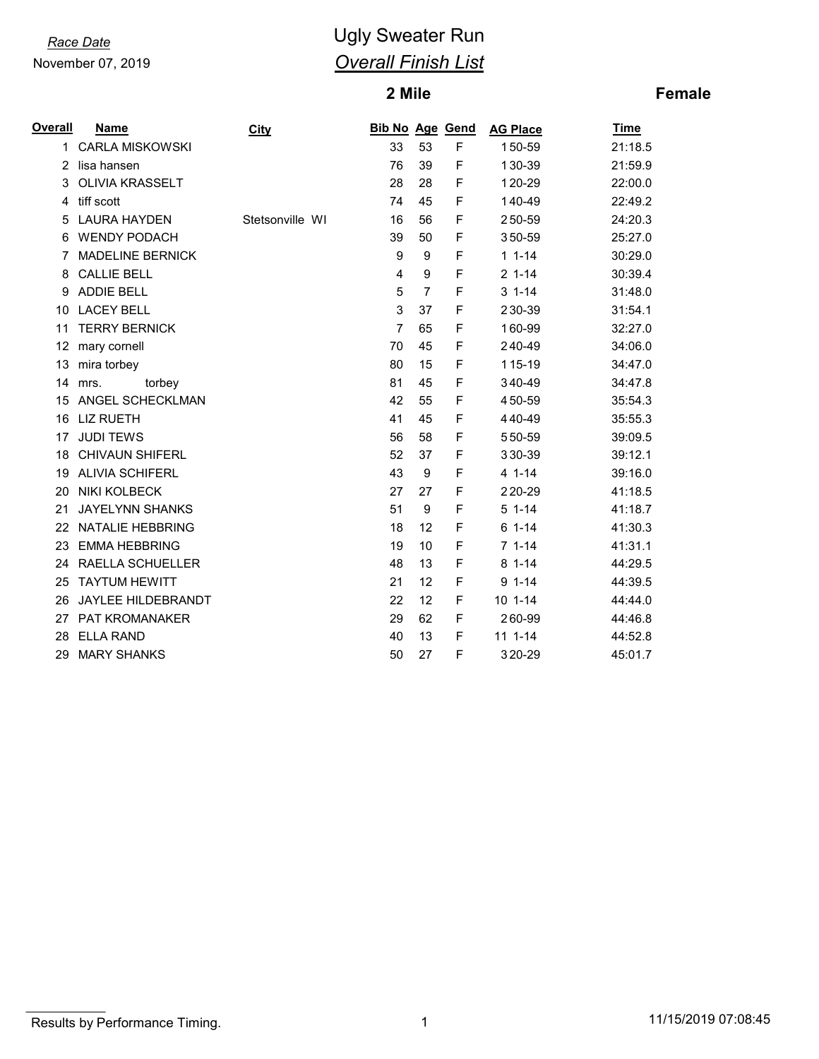*Race Date*
November 07, 2019

# Ugly Sweater Run

## *Overall Finish List*

### 2 Mile — Female

| Overall | Name | City | Bib No | Age | Gend | AG Place | Time |
|---|---|---|---|---|---|---|---|
| 1 | CARLA MISKOWSKI | | 33 | 53 | F | 1 50-59 | 21:18.5 |
| 2 | lisa hansen | | 76 | 39 | F | 1 30-39 | 21:59.9 |
| 3 | OLIVIA KRASSELT | | 28 | 28 | F | 1 20-29 | 22:00.0 |
| 4 | tiff scott | | 74 | 45 | F | 1 40-49 | 22:49.2 |
| 5 | LAURA HAYDEN | Stetsonville WI | 16 | 56 | F | 2 50-59 | 24:20.3 |
| 6 | WENDY PODACH | | 39 | 50 | F | 3 50-59 | 25:27.0 |
| 7 | MADELINE BERNICK | | 9 | 9 | F | 1 1-14 | 30:29.0 |
| 8 | CALLIE BELL | | 4 | 9 | F | 2 1-14 | 30:39.4 |
| 9 | ADDIE BELL | | 5 | 7 | F | 3 1-14 | 31:48.0 |
| 10 | LACEY BELL | | 3 | 37 | F | 2 30-39 | 31:54.1 |
| 11 | TERRY BERNICK | | 7 | 65 | F | 1 60-99 | 32:27.0 |
| 12 | mary cornell | | 70 | 45 | F | 2 40-49 | 34:06.0 |
| 13 | mira torbey | | 80 | 15 | F | 1 15-19 | 34:47.0 |
| 14 | mrs. torbey | | 81 | 45 | F | 3 40-49 | 34:47.8 |
| 15 | ANGEL SCHECKLMAN | | 42 | 55 | F | 4 50-59 | 35:54.3 |
| 16 | LIZ RUETH | | 41 | 45 | F | 4 40-49 | 35:55.3 |
| 17 | JUDI TEWS | | 56 | 58 | F | 5 50-59 | 39:09.5 |
| 18 | CHIVAUN SHIFERL | | 52 | 37 | F | 3 30-39 | 39:12.1 |
| 19 | ALIVIA SCHIFERL | | 43 | 9 | F | 4 1-14 | 39:16.0 |
| 20 | NIKI KOLBECK | | 27 | 27 | F | 2 20-29 | 41:18.5 |
| 21 | JAYELYNN SHANKS | | 51 | 9 | F | 5 1-14 | 41:18.7 |
| 22 | NATALIE HEBBRING | | 18 | 12 | F | 6 1-14 | 41:30.3 |
| 23 | EMMA HEBBRING | | 19 | 10 | F | 7 1-14 | 41:31.1 |
| 24 | RAELLA SCHUELLER | | 48 | 13 | F | 8 1-14 | 44:29.5 |
| 25 | TAYTUM HEWITT | | 21 | 12 | F | 9 1-14 | 44:39.5 |
| 26 | JAYLEE HILDEBRANDT | | 22 | 12 | F | 10 1-14 | 44:44.0 |
| 27 | PAT KROMANAKER | | 29 | 62 | F | 2 60-99 | 44:46.8 |
| 28 | ELLA RAND | | 40 | 13 | F | 11 1-14 | 44:52.8 |
| 29 | MARY SHANKS | | 50 | 27 | F | 3 20-29 | 45:01.7 |

Results by Performance Timing. 11/15/2019 07:08:45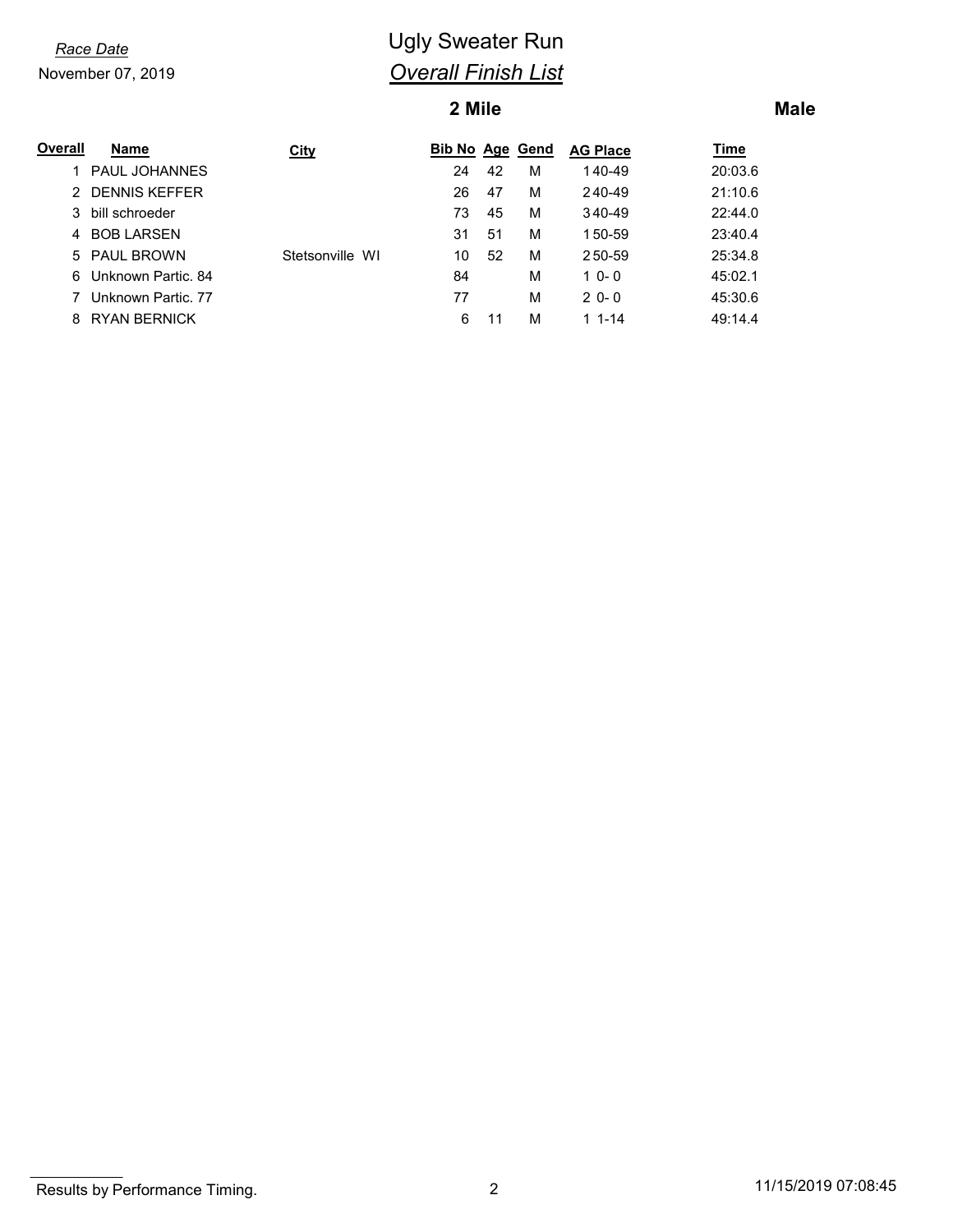*Race Date*
November 07, 2019

# Ugly Sweater Run
## *Overall Finish List*

### 2 Mile

### Male

| Overall | Name | City | Bib No | Age | Gend | AG Place | Time |
|---|---|---|---|---|---|---|---|
| 1 | PAUL JOHANNES | | 24 | 42 | M | 1 40-49 | 20:03.6 |
| 2 | DENNIS KEFFER | | 26 | 47 | M | 2 40-49 | 21:10.6 |
| 3 | bill schroeder | | 73 | 45 | M | 3 40-49 | 22:44.0 |
| 4 | BOB LARSEN | | 31 | 51 | M | 1 50-59 | 23:40.4 |
| 5 | PAUL BROWN | Stetsonville WI | 10 | 52 | M | 2 50-59 | 25:34.8 |
| 6 | Unknown Partic. 84 | | 84 | | M | 1 0- 0 | 45:02.1 |
| 7 | Unknown Partic. 77 | | 77 | | M | 2 0- 0 | 45:30.6 |
| 8 | RYAN BERNICK | | 6 | 11 | M | 1 1-14 | 49:14.4 |

Results by Performance Timing.

11/15/2019 07:08:45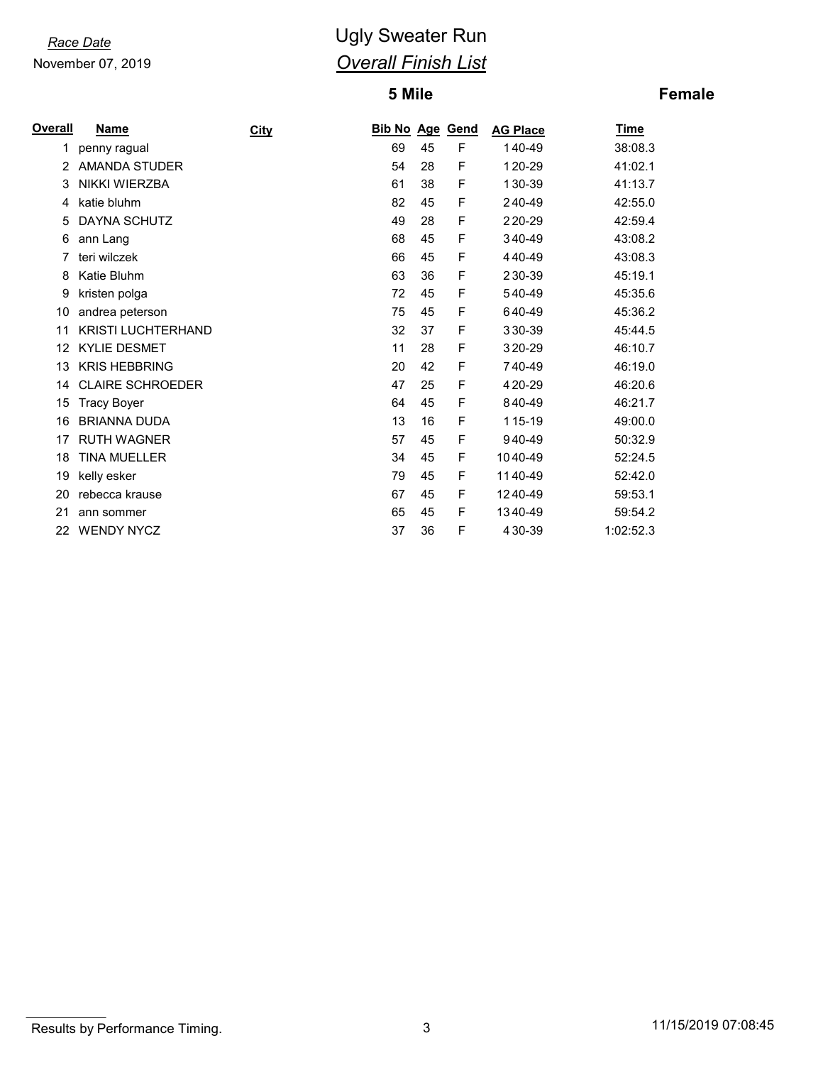*Race Date*
November 07, 2019

# Ugly Sweater Run

## *Overall Finish List*

### 5 Mile — Female

| Overall | Name | City | Bib No | Age | Gend | AG Place | Time |
|---|---|---|---|---|---|---|---|
| 1 | penny ragual | | 69 | 45 | F | 1 40-49 | 38:08.3 |
| 2 | AMANDA STUDER | | 54 | 28 | F | 1 20-29 | 41:02.1 |
| 3 | NIKKI WIERZBA | | 61 | 38 | F | 1 30-39 | 41:13.7 |
| 4 | katie bluhm | | 82 | 45 | F | 2 40-49 | 42:55.0 |
| 5 | DAYNA SCHUTZ | | 49 | 28 | F | 2 20-29 | 42:59.4 |
| 6 | ann Lang | | 68 | 45 | F | 3 40-49 | 43:08.2 |
| 7 | teri wilczek | | 66 | 45 | F | 4 40-49 | 43:08.3 |
| 8 | Katie Bluhm | | 63 | 36 | F | 2 30-39 | 45:19.1 |
| 9 | kristen polga | | 72 | 45 | F | 5 40-49 | 45:35.6 |
| 10 | andrea peterson | | 75 | 45 | F | 6 40-49 | 45:36.2 |
| 11 | KRISTI LUCHTERHAND | | 32 | 37 | F | 3 30-39 | 45:44.5 |
| 12 | KYLIE DESMET | | 11 | 28 | F | 3 20-29 | 46:10.7 |
| 13 | KRIS HEBBRING | | 20 | 42 | F | 7 40-49 | 46:19.0 |
| 14 | CLAIRE SCHROEDER | | 47 | 25 | F | 4 20-29 | 46:20.6 |
| 15 | Tracy Boyer | | 64 | 45 | F | 8 40-49 | 46:21.7 |
| 16 | BRIANNA DUDA | | 13 | 16 | F | 1 15-19 | 49:00.0 |
| 17 | RUTH WAGNER | | 57 | 45 | F | 9 40-49 | 50:32.9 |
| 18 | TINA MUELLER | | 34 | 45 | F | 10 40-49 | 52:24.5 |
| 19 | kelly esker | | 79 | 45 | F | 11 40-49 | 52:42.0 |
| 20 | rebecca krause | | 67 | 45 | F | 12 40-49 | 59:53.1 |
| 21 | ann sommer | | 65 | 45 | F | 13 40-49 | 59:54.2 |
| 22 | WENDY NYCZ | | 37 | 36 | F | 4 30-39 | 1:02:52.3 |

Results by Performance Timing.

11/15/2019 07:08:45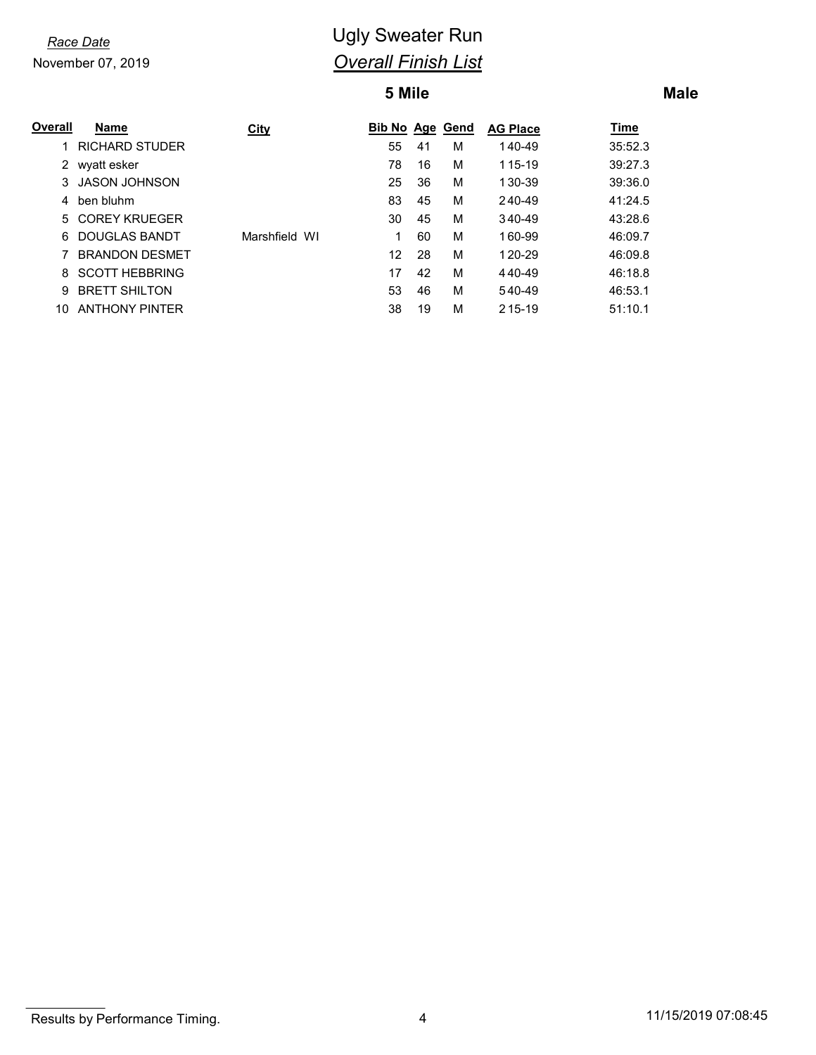*Race Date*

November 07, 2019

# Ugly Sweater Run

## *Overall Finish List*

### 5 Mile

### Male

| Overall | Name | City | Bib No | Age | Gend | AG Place | Time |
|---|---|---|---|---|---|---|---|
| 1 | RICHARD STUDER | | 55 | 41 | M | 1 40-49 | 35:52.3 |
| 2 | wyatt esker | | 78 | 16 | M | 1 15-19 | 39:27.3 |
| 3 | JASON JOHNSON | | 25 | 36 | M | 1 30-39 | 39:36.0 |
| 4 | ben bluhm | | 83 | 45 | M | 2 40-49 | 41:24.5 |
| 5 | COREY KRUEGER | | 30 | 45 | M | 3 40-49 | 43:28.6 |
| 6 | DOUGLAS BANDT | Marshfield WI | 1 | 60 | M | 1 60-99 | 46:09.7 |
| 7 | BRANDON DESMET | | 12 | 28 | M | 1 20-29 | 46:09.8 |
| 8 | SCOTT HEBBRING | | 17 | 42 | M | 4 40-49 | 46:18.8 |
| 9 | BRETT SHILTON | | 53 | 46 | M | 5 40-49 | 46:53.1 |
| 10 | ANTHONY PINTER | | 38 | 19 | M | 2 15-19 | 51:10.1 |

Results by Performance Timing.

11/15/2019 07:08:45